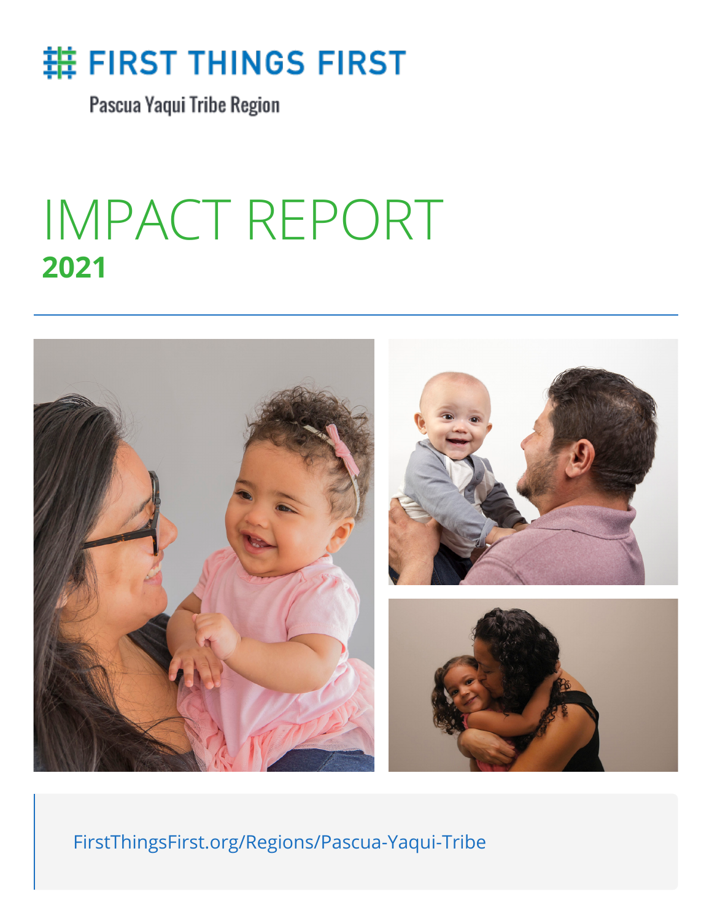FIRST THINGS FIRST

Pascua Yaqui Tribe Region

# IMPACT REPORT

**2021**

FirstThingsFirst.org/Regions/Pascua-Yaqui-Tribe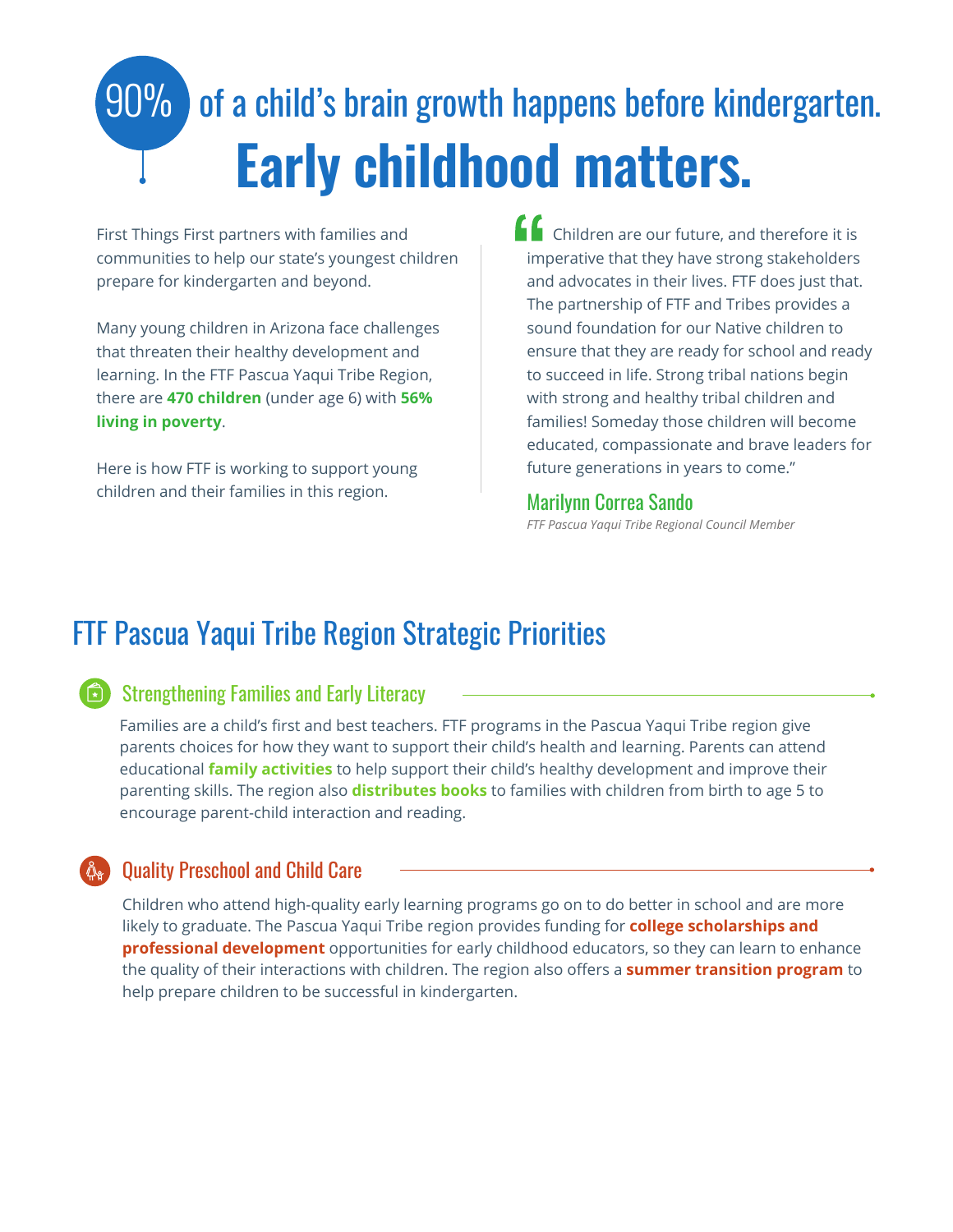# 90% of a child's brain growth happens before kindergarten.

# Early childhood matters.

First Things First partners with families and communities to help our state's youngest children prepare for kindergarten and beyond.

Many young children in Arizona face challenges that threaten their healthy development and learning. In the FTF Pascua Yaqui Tribe Region, there are **470 children** (under age 6) with **56% living in poverty**.

Here is how FTF is working to support young children and their families in this region.

> "Children are our future, and therefore it is imperative that they have strong stakeholders and advocates in their lives. FTF does just that. The partnership of FTF and Tribes provides a sound foundation for our Native children to ensure that they are ready for school and ready to succeed in life. Strong tribal nations begin with strong and healthy tribal children and families! Someday those children will become educated, compassionate and brave leaders for future generations in years to come."
>
> **Marilynn Correa Sando**
> *FTF Pascua Yaqui Tribe Regional Council Member*

## FTF Pascua Yaqui Tribe Region Strategic Priorities

### Strengthening Families and Early Literacy

Families are a child's first and best teachers. FTF programs in the Pascua Yaqui Tribe region give parents choices for how they want to support their child's health and learning. Parents can attend educational **family activities** to help support their child's healthy development and improve their parenting skills. The region also **distributes books** to families with children from birth to age 5 to encourage parent-child interaction and reading.

### Quality Preschool and Child Care

Children who attend high-quality early learning programs go on to do better in school and are more likely to graduate. The Pascua Yaqui Tribe region provides funding for **college scholarships and professional development** opportunities for early childhood educators, so they can learn to enhance the quality of their interactions with children. The region also offers a **summer transition program** to help prepare children to be successful in kindergarten.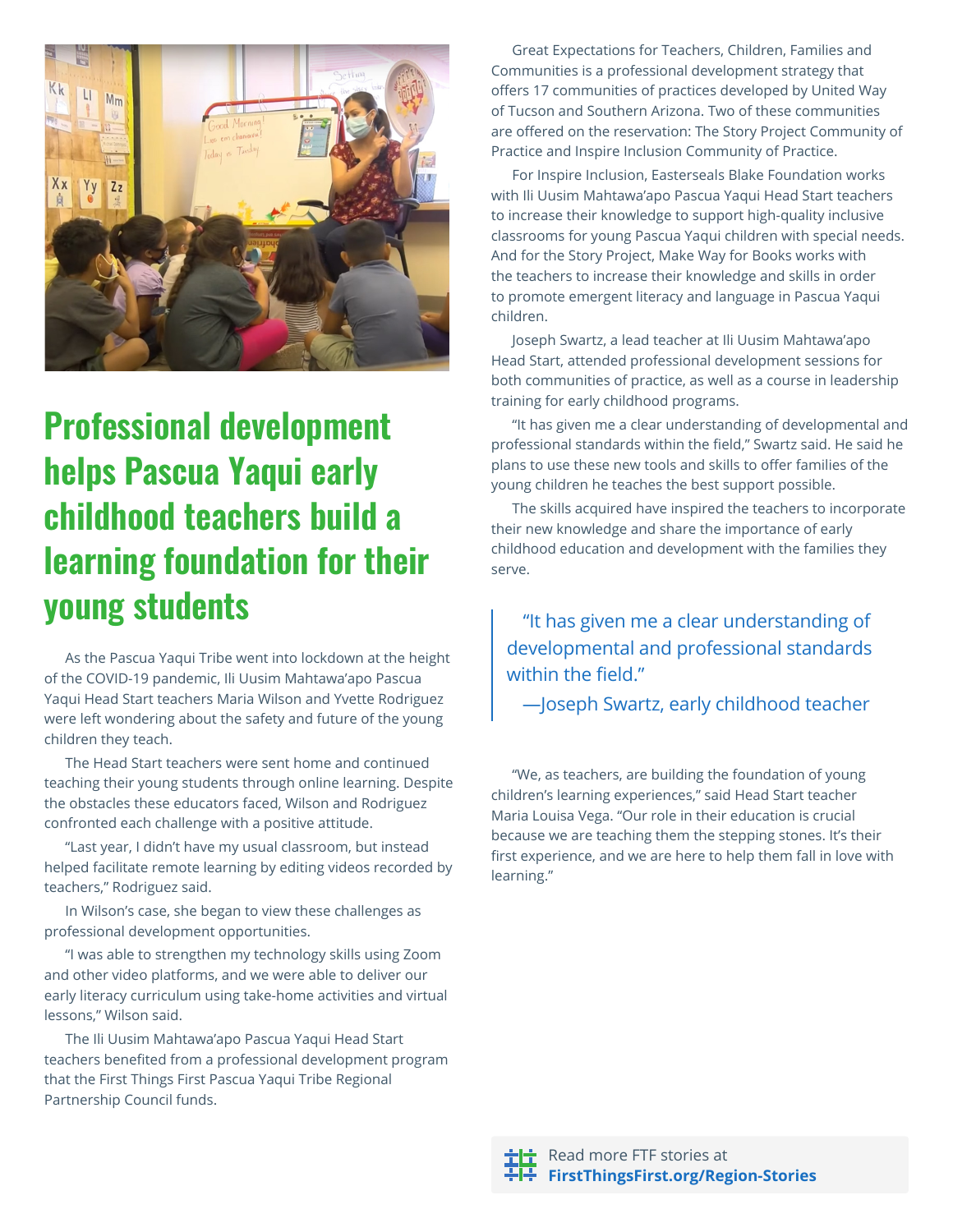# Professional development helps Pascua Yaqui early childhood teachers build a learning foundation for their young students

As the Pascua Yaqui Tribe went into lockdown at the height of the COVID-19 pandemic, Ili Uusim Mahtawa'apo Pascua Yaqui Head Start teachers Maria Wilson and Yvette Rodriguez were left wondering about the safety and future of the young children they teach.

The Head Start teachers were sent home and continued teaching their young students through online learning. Despite the obstacles these educators faced, Wilson and Rodriguez confronted each challenge with a positive attitude.

"Last year, I didn't have my usual classroom, but instead helped facilitate remote learning by editing videos recorded by teachers," Rodriguez said.

In Wilson's case, she began to view these challenges as professional development opportunities.

"I was able to strengthen my technology skills using Zoom and other video platforms, and we were able to deliver our early literacy curriculum using take-home activities and virtual lessons," Wilson said.

The Ili Uusim Mahtawa'apo Pascua Yaqui Head Start teachers benefited from a professional development program that the First Things First Pascua Yaqui Tribe Regional Partnership Council funds.

Great Expectations for Teachers, Children, Families and Communities is a professional development strategy that offers 17 communities of practices developed by United Way of Tucson and Southern Arizona. Two of these communities are offered on the reservation: The Story Project Community of Practice and Inspire Inclusion Community of Practice.

For Inspire Inclusion, Easterseals Blake Foundation works with Ili Uusim Mahtawa'apo Pascua Yaqui Head Start teachers to increase their knowledge to support high-quality inclusive classrooms for young Pascua Yaqui children with special needs. And for the Story Project, Make Way for Books works with the teachers to increase their knowledge and skills in order to promote emergent literacy and language in Pascua Yaqui children.

Joseph Swartz, a lead teacher at Ili Uusim Mahtawa'apo Head Start, attended professional development sessions for both communities of practice, as well as a course in leadership training for early childhood programs.

"It has given me a clear understanding of developmental and professional standards within the field," Swartz said. He said he plans to use these new tools and skills to offer families of the young children he teaches the best support possible.

The skills acquired have inspired the teachers to incorporate their new knowledge and share the importance of early childhood education and development with the families they serve.

> "It has given me a clear understanding of developmental and professional standards within the field."
>
> —Joseph Swartz, early childhood teacher

"We, as teachers, are building the foundation of young children's learning experiences," said Head Start teacher Maria Louisa Vega. "Our role in their education is crucial because we are teaching them the stepping stones. It's their first experience, and we are here to help them fall in love with learning."

Read more FTF stories at **FirstThingsFirst.org/Region-Stories**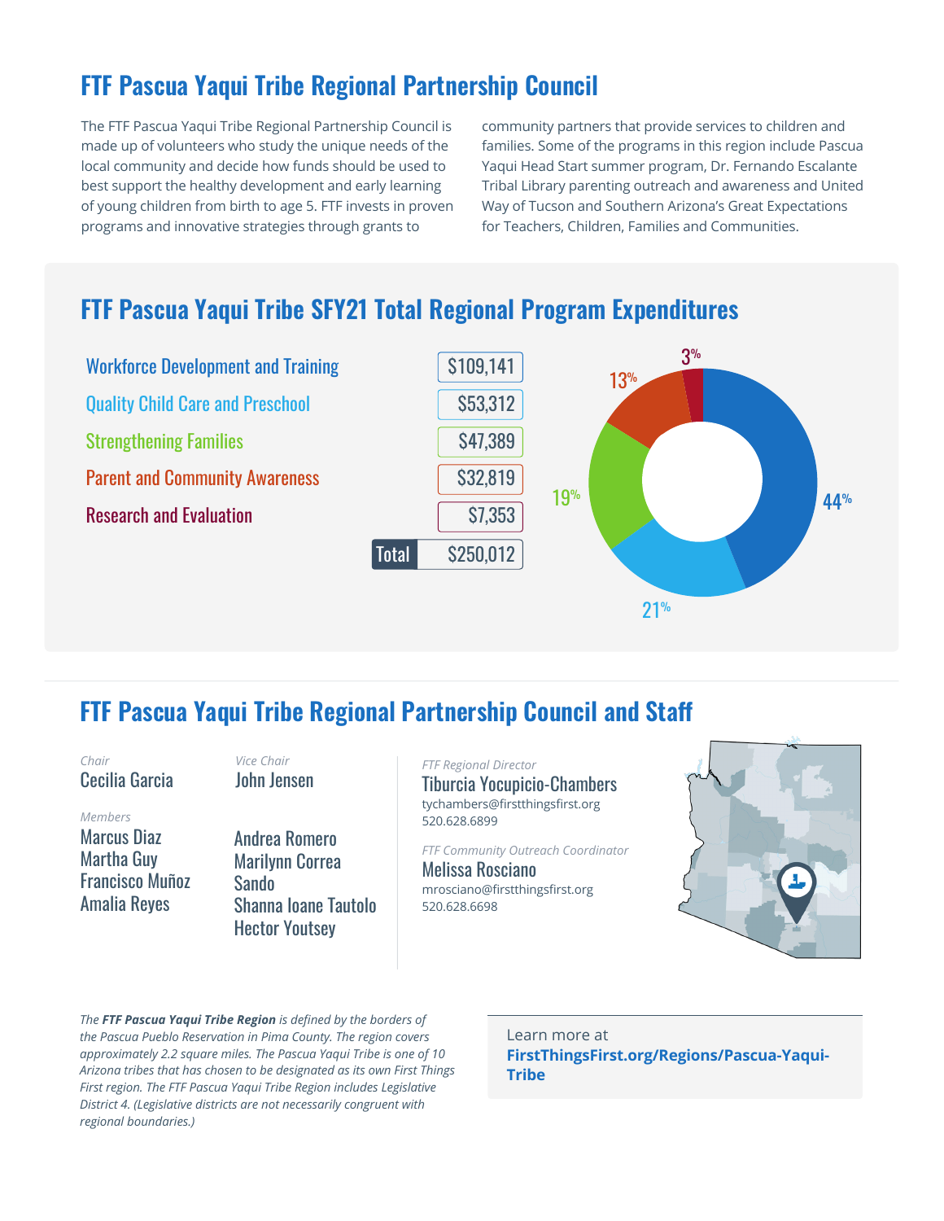# FTF Pascua Yaqui Tribe Regional Partnership Council

The FTF Pascua Yaqui Tribe Regional Partnership Council is made up of volunteers who study the unique needs of the local community and decide how funds should be used to best support the healthy development and early learning of young children from birth to age 5. FTF invests in proven programs and innovative strategies through grants to community partners that provide services to children and families. Some of the programs in this region include Pascua Yaqui Head Start summer program, Dr. Fernando Escalante Tribal Library parenting outreach and awareness and United Way of Tucson and Southern Arizona's Great Expectations for Teachers, Children, Families and Communities.

## FTF Pascua Yaqui Tribe SFY21 Total Regional Program Expenditures

| | |
|---|---|
| Workforce Development and Training | $109,141 |
| Quality Child Care and Preschool | $53,312 |
| Strengthening Families | $47,389 |
| Parent and Community Awareness | $32,819 |
| Research and Evaluation | $7,353 |
| Total | $250,012 |

44%
21%
19%
13%
3%

## FTF Pascua Yaqui Tribe Regional Partnership Council and Staff

*Chair*
Cecilia Garcia

*Vice Chair*
John Jensen

*Members*
Marcus Diaz
Martha Guy
Francisco Muñoz
Amalia Reyes
Andrea Romero
Marilynn Correa Sando
Shanna Ioane Tautolo
Hector Youtsey

*FTF Regional Director*
Tiburcia Yocupicio-Chambers
tychambers@firstthingsfirst.org
520.628.6899

*FTF Community Outreach Coordinator*
Melissa Rosciano
mrosciano@firstthingsfirst.org
520.628.6698

*The **FTF Pascua Yaqui Tribe Region** is defined by the borders of the Pascua Pueblo Reservation in Pima County. The region covers approximately 2.2 square miles. The Pascua Yaqui Tribe is one of 10 Arizona tribes that has chosen to be designated as its own First Things First region. The FTF Pascua Yaqui Tribe Region includes Legislative District 4. (Legislative districts are not necessarily congruent with regional boundaries.)*

Learn more at
**FirstThingsFirst.org/Regions/Pascua-Yaqui-Tribe**